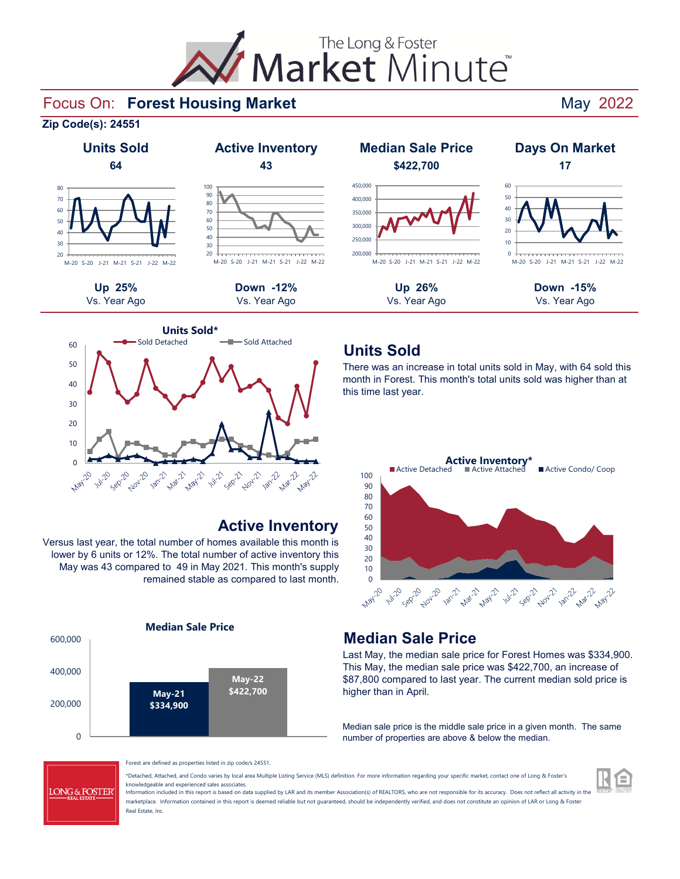# The Long & Foster Market Minute™

## Focus On: Forest Housing Market

May 2022

**Zip Code(s): 24551**

| Units Sold | Active Inventory | Median Sale Price | Days On Market |
|---|---|---|---|
| 64 | 43 | $422,700 | 17 |
| Up 25% | Down -12% | Up 26% | Down -15% |
| Vs. Year Ago | Vs. Year Ago | Vs. Year Ago | Vs. Year Ago |

## Units Sold

There was an increase in total units sold in May, with 64 sold this month in Forest. This month's total units sold was higher than at this time last year.

## Active Inventory

Versus last year, the total number of homes available this month is lower by 6 units or 12%. The total number of active inventory this May was 43 compared to 49 in May 2021. This month's supply remained stable as compared to last month.

## Median Sale Price

Last May, the median sale price for Forest Homes was $334,900. This May, the median sale price was $422,700, an increase of $87,800 compared to last year. The current median sold price is higher than in April.

Median sale price is the middle sale price in a given month. The same number of properties are above & below the median.

Forest are defined as properties listed in zip code/s 24551.

*Detached, Attached, and Condo varies by local area Multiple Listing Service (MLS) definition. For more information regarding your specific market, contact one of Long & Foster's knowledgeable and experienced sales associates.

Information included in this report is based on data supplied by LAR and its member Association(s) of REALTORS, who are not responsible for its accuracy. Does not reflect all activity in the marketplace. Information contained in this report is deemed reliable but not guaranteed, should be independently verified, and does not constitute an opinion of LAR or Long & Foster Real Estate, Inc.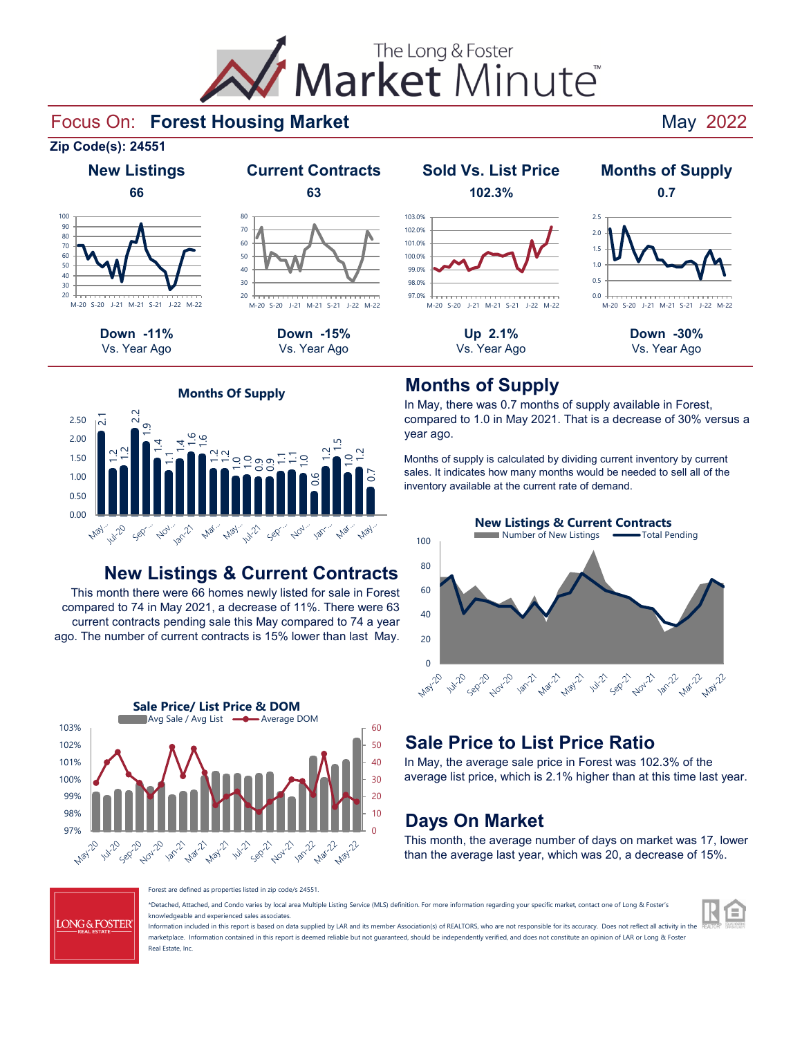The Long & Foster Market Minute™

## Focus On: Forest Housing Market

May 2022

**Zip Code(s): 24551**

### New Listings

**66**

100
90
80
70
60
50
40
30
20
M-20 S-20 J-21 M-21 S-21 J-22 M-22

**Down -11%**
Vs. Year Ago

### Current Contracts

**63**

80
70
60
50
40
30
20
M-20 S-20 J-21 M-21 S-21 J-22 M-22

**Down -15%**
Vs. Year Ago

### Sold Vs. List Price

**102.3%**

103.0%
102.0%
101.0%
100.0%
99.0%
98.0%
97.0%
M-20 S-20 J-21 M-21 S-21 J-22 M-22

**Up 2.1%**
Vs. Year Ago

### Months of Supply

**0.7**

2.5
2.0
1.5
1.0
0.5
0.0
M-20 S-20 J-21 M-21 S-21 J-22 M-22

**Down -30%**
Vs. Year Ago

**Months Of Supply**

2.50
2.00
1.50
1.00
0.50
0.00

2.1, 1.2, 1.2, 2.2, 1.9, 1.4, 1.1, 1.4, 1.6, 1.6, 1.2, 1.2, 1.0, 1.0, 0.9, 0.9, 1.1, 1.1, 1.0, 0.6, 1.2, 1.5, 1.0, 1.2, 0.7

May..., Jul-20, Sep-..., Nov..., Jan-21, Mar..., May..., Jul-21, Sep-..., Nov..., Jan-..., Mar..., May...

## Months of Supply

In May, there was 0.7 months of supply available in Forest, compared to 1.0 in May 2021. That is a decrease of 30% versus a year ago.

Months of supply is calculated by dividing current inventory by current sales. It indicates how many months would be needed to sell all of the inventory available at the current rate of demand.

**New Listings & Current Contracts**

Number of New Listings — Total Pending

100
80
60
40
20
0

May-20, Jul-20, Sep-20, Nov-20, Jan-21, Mar-21, May-21, Jul-21, Sep-21, Nov-21, Jan-22, Mar-22, May-22

## New Listings & Current Contracts

This month there were 66 homes newly listed for sale in Forest compared to 74 in May 2021, a decrease of 11%. There were 63 current contracts pending sale this May compared to 74 a year ago. The number of current contracts is 15% lower than last May.

**Sale Price/ List Price & DOM**

Avg Sale / Avg List — Average DOM

103%, 102%, 101%, 100%, 99%, 98%, 97%

60, 50, 40, 30, 20, 10, 0

May-20, Jul-20, Sep-20, Nov-20, Jan-21, Mar-21, May-21, Jul-21, Sep-21, Nov-21, Jan-22, Mar-22, May-22

## Sale Price to List Price Ratio

In May, the average sale price in Forest was 102.3% of the average list price, which is 2.1% higher than at this time last year.

## Days On Market

This month, the average number of days on market was 17, lower than the average last year, which was 20, a decrease of 15%.

LONG & FOSTER REAL ESTATE

Forest are defined as properties listed in zip code/s 24551.

*Detached, Attached, and Condo varies by local area Multiple Listing Service (MLS) definition. For more information regarding your specific market, contact one of Long & Foster's knowledgeable and experienced sales associates.

Information included in this report is based on data supplied by LAR and its member Association(s) of REALTORS, who are not responsible for its accuracy. Does not reflect all activity in the marketplace. Information contained in this report is deemed reliable but not guaranteed, should be independently verified, and does not constitute an opinion of LAR or Long & Foster Real Estate, Inc.